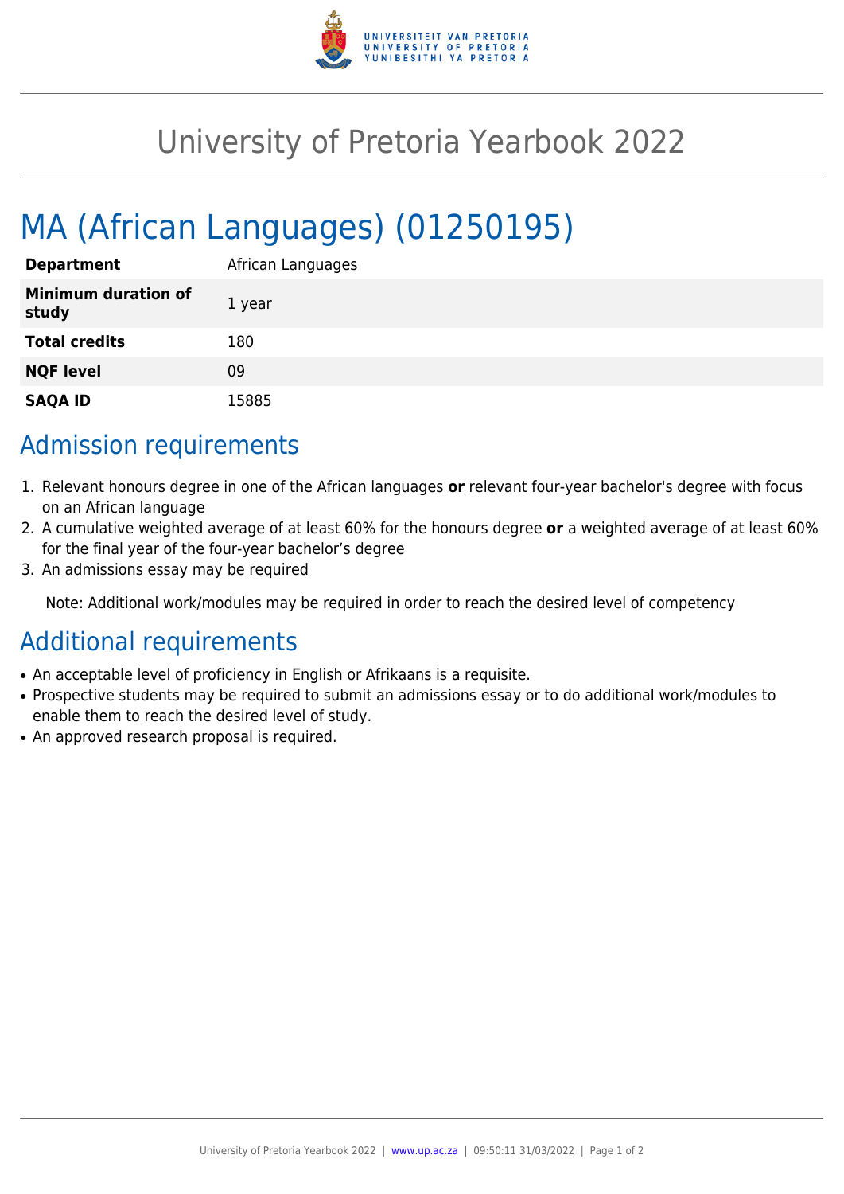# University of Pretoria Yearbook 2022

# MA (African Languages) (01250195)

| | |
|---|---|
| **Department** | African Languages |
| **Minimum duration of study** | 1 year |
| **Total credits** | 180 |
| **NQF level** | 09 |
| **SAQA ID** | 15885 |

## Admission requirements

1. Relevant honours degree in one of the African languages **or** relevant four-year bachelor's degree with focus on an African language
2. A cumulative weighted average of at least 60% for the honours degree **or** a weighted average of at least 60% for the final year of the four-year bachelor's degree
3. An admissions essay may be required

Note: Additional work/modules may be required in order to reach the desired level of competency

## Additional requirements

- An acceptable level of proficiency in English or Afrikaans is a requisite.
- Prospective students may be required to submit an admissions essay or to do additional work/modules to enable them to reach the desired level of study.
- An approved research proposal is required.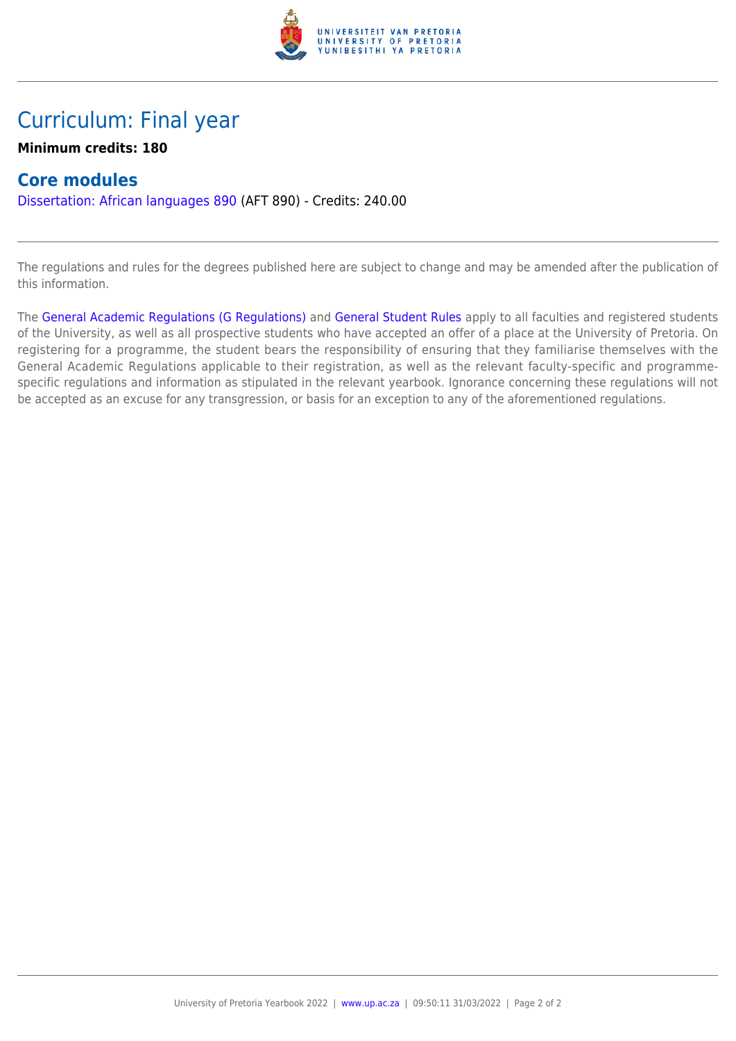## Curriculum: Final year

**Minimum credits: 180**

### Core modules

Dissertation: African languages 890 (AFT 890) - Credits: 240.00

The regulations and rules for the degrees published here are subject to change and may be amended after the publication of this information.

The General Academic Regulations (G Regulations) and General Student Rules apply to all faculties and registered students of the University, as well as all prospective students who have accepted an offer of a place at the University of Pretoria. On registering for a programme, the student bears the responsibility of ensuring that they familiarise themselves with the General Academic Regulations applicable to their registration, as well as the relevant faculty-specific and programme-specific regulations and information as stipulated in the relevant yearbook. Ignorance concerning these regulations will not be accepted as an excuse for any transgression, or basis for an exception to any of the aforementioned regulations.